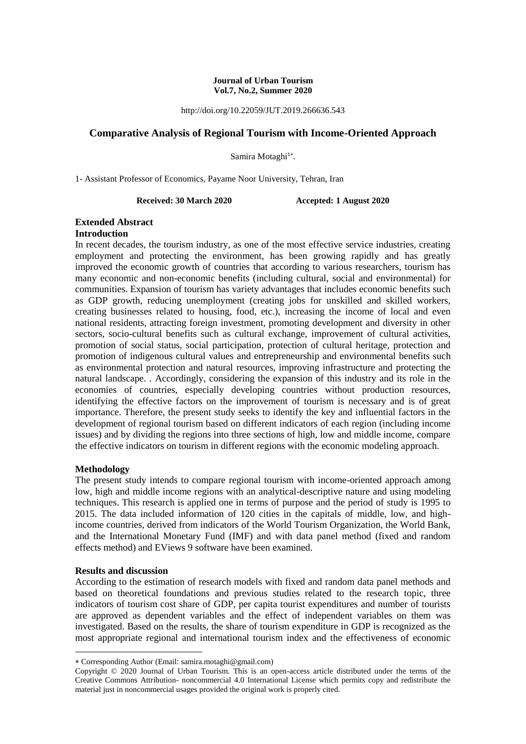**Journal of Urban Tourism**
**Vol.7, No.2, Summer 2020**

http://doi.org/10.22059/JUT.2019.266636.543

# Comparative Analysis of Regional Tourism with Income-Oriented Approach

Samira Motaghi[1*].

1- Assistant Professor of Economics, Payame Noor University, Tehran, Iran

**Received: 30 March 2020** **Accepted: 1 August 2020**

## Extended Abstract

### Introduction

In recent decades, the tourism industry, as one of the most effective service industries, creating employment and protecting the environment, has been growing rapidly and has greatly improved the economic growth of countries that according to various researchers, tourism has many economic and non-economic benefits (including cultural, social and environmental) for communities. Expansion of tourism has variety advantages that includes economic benefits such as GDP growth, reducing unemployment (creating jobs for unskilled and skilled workers, creating businesses related to housing, food, etc.), increasing the income of local and even national residents, attracting foreign investment, promoting development and diversity in other sectors, socio-cultural benefits such as cultural exchange, improvement of cultural activities, promotion of social status, social participation, protection of cultural heritage, protection and promotion of indigenous cultural values and entrepreneurship and environmental benefits such as environmental protection and natural resources, improving infrastructure and protecting the natural landscape. . Accordingly, considering the expansion of this industry and its role in the economies of countries, especially developing countries without production resources, identifying the effective factors on the improvement of tourism is necessary and is of great importance. Therefore, the present study seeks to identify the key and influential factors in the development of regional tourism based on different indicators of each region (including income issues) and by dividing the regions into three sections of high, low and middle income, compare the effective indicators on tourism in different regions with the economic modeling approach.

### Methodology

The present study intends to compare regional tourism with income-oriented approach among low, high and middle income regions with an analytical-descriptive nature and using modeling techniques. This research is applied one in terms of purpose and the period of study is 1995 to 2015. The data included information of 120 cities in the capitals of middle, low, and high-income countries, derived from indicators of the World Tourism Organization, the World Bank, and the International Monetary Fund (IMF) and with data panel method (fixed and random effects method) and EViews 9 software have been examined.

### Results and discussion

According to the estimation of research models with fixed and random data panel methods and based on theoretical foundations and previous studies related to the research topic, three indicators of tourism cost share of GDP, per capita tourist expenditures and number of tourists are approved as dependent variables and the effect of independent variables on them was investigated. Based on the results, the share of tourism expenditure in GDP is recognized as the most appropriate regional and international tourism index and the effectiveness of economic

---

* Corresponding Author (Email: samira.motaghi@gmail.com)

Copyright © 2020 Journal of Urban Tourism. This is an open-access article distributed under the terms of the Creative Commons Attribution- noncommercial 4.0 International License which permits copy and redistribute the material just in noncommercial usages provided the original work is properly cited.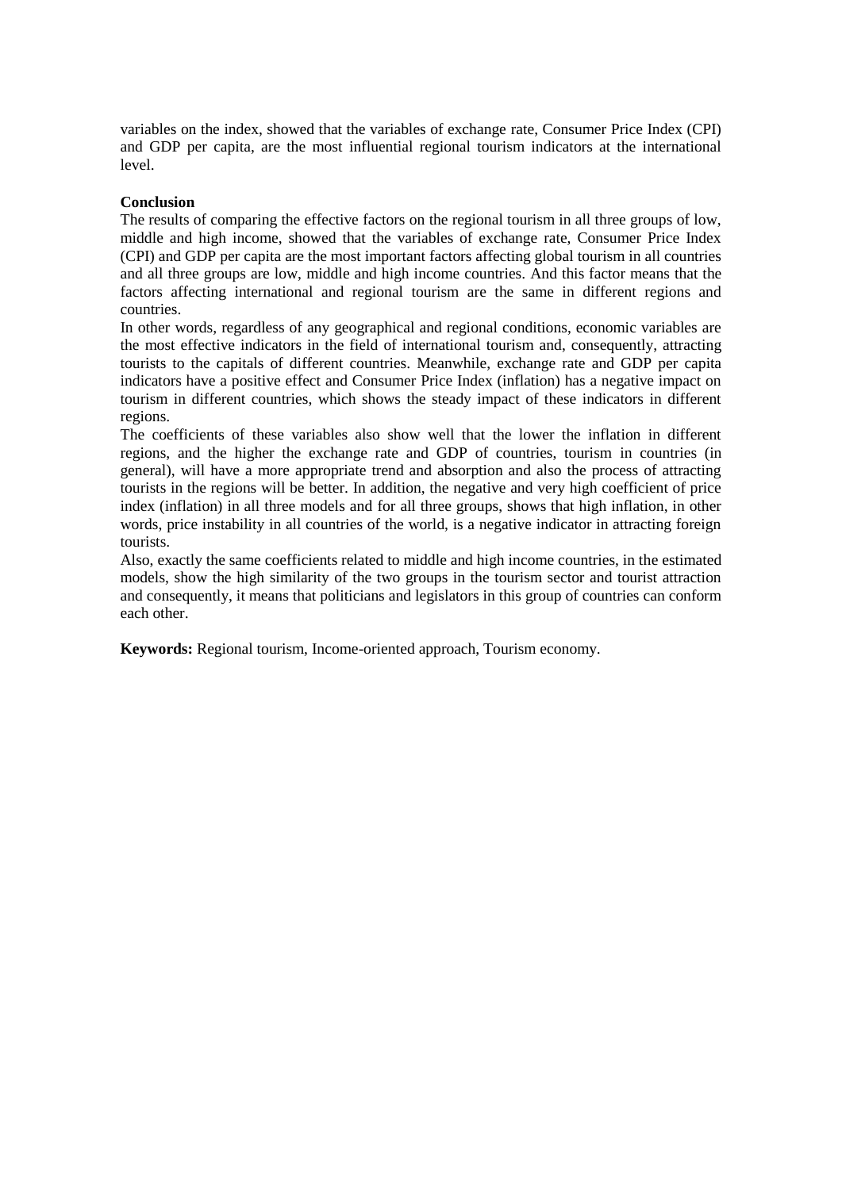variables on the index, showed that the variables of exchange rate, Consumer Price Index (CPI) and GDP per capita, are the most influential regional tourism indicators at the international level.

**Conclusion**

The results of comparing the effective factors on the regional tourism in all three groups of low, middle and high income, showed that the variables of exchange rate, Consumer Price Index (CPI) and GDP per capita are the most important factors affecting global tourism in all countries and all three groups are low, middle and high income countries. And this factor means that the factors affecting international and regional tourism are the same in different regions and countries.

In other words, regardless of any geographical and regional conditions, economic variables are the most effective indicators in the field of international tourism and, consequently, attracting tourists to the capitals of different countries. Meanwhile, exchange rate and GDP per capita indicators have a positive effect and Consumer Price Index (inflation) has a negative impact on tourism in different countries, which shows the steady impact of these indicators in different regions.

The coefficients of these variables also show well that the lower the inflation in different regions, and the higher the exchange rate and GDP of countries, tourism in countries (in general), will have a more appropriate trend and absorption and also the process of attracting tourists in the regions will be better. In addition, the negative and very high coefficient of price index (inflation) in all three models and for all three groups, shows that high inflation, in other words, price instability in all countries of the world, is a negative indicator in attracting foreign tourists.

Also, exactly the same coefficients related to middle and high income countries, in the estimated models, show the high similarity of the two groups in the tourism sector and tourist attraction and consequently, it means that politicians and legislators in this group of countries can conform each other.

**Keywords:** Regional tourism, Income-oriented approach, Tourism economy.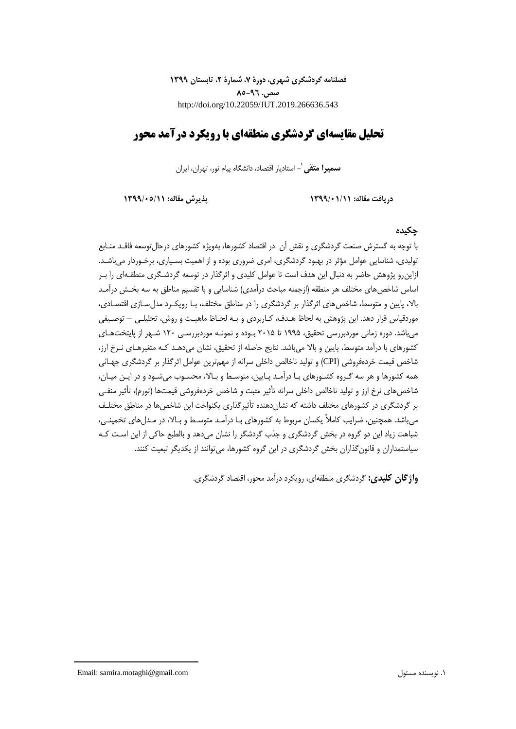فصلنامه گردشگری شهری، دورهٔ ۷، شمارهٔ ۲، تابستان ۱۳۹۹
صص. ۹۶-۸۵
http://doi.org/10.22059/JUT.2019.266636.543

# تحلیل مقایسه‌ای گردشگری منطقه‌ای با رویکرد درآمد محور

**سمیرا متقی**[۱] – استادیار اقتصاد، دانشگاه پیام نور، تهران، ایران

**دریافت مقاله: ۱۳۹۹/۰۱/۱۱** **پذیرش مقاله: ۱۳۹۹/۰۵/۱۱**

## چکیده

با توجه به گسترش صنعت گردشگری و نقش آن در اقتصاد کشورها، به‌ویژه کشورهای درحال‌توسعه فاقد منابع تولیدی، شناسایی عوامل مؤثر در بهبود گردشگری، امری ضروری بوده و از اهمیت بسیاری، برخوردار می‌باشد. ازاین‌رو پژوهش حاضر به دنبال این هدف است تا عوامل کلیدی و اثرگذار در توسعه گردشگری منطقه‌ای را بر اساس شاخص‌های مختلف هر منطقه (ازجمله مباحث درآمدی) شناسایی و با تقسیم مناطق به سه بخش درآمد بالا، پایین و متوسط، شاخص‌های اثرگذار بر گردشگری را در مناطق مختلف، با رویکرد مدل‌سازی اقتصادی، موردقیاس قرار دهد. این پژوهش به لحاظ هدف، کاربردی و به لحاظ ماهیت و روش، تحلیلی – توصیفی می‌باشد. دوره زمانی موردبررسی تحقیق، ۱۹۹۵ تا ۲۰۱۵ بوده و نمونه موردبررسی ۱۲۰ شهر از پایتخت‌های کشورهای با درآمد متوسط، پایین و بالا می‌باشد. نتایج حاصله از تحقیق، نشان می‌دهد که متغیرهای نرخ ارز، شاخص قیمت خرده‌فروشی (CPI) و تولید ناخالص داخلی سرانه از مهم‌ترین عوامل اثرگذار بر گردشگری جهانی همه کشورها و هر سه گروه کشورهای با درآمد پایین، متوسط و بالا، محسوب می‌شود و در این میان، شاخص‌های نرخ ارز و تولید ناخالص داخلی سرانه تأثیر مثبت و شاخص خرده‌فروشی قیمت‌ها (تورم)، تأثیر منفی بر گردشگری در کشورهای مختلف داشته که نشان‌دهنده تأثیرگذاری یکنواخت این شاخص‌ها در مناطق مختلف می‌باشد. همچنین، ضرایب کاملاً یکسان مربوط به کشورهای با درآمد متوسط و بالا، در مدل‌های تخمینی، شباهت زیاد این دو گروه در بخش گردشگری و جذب گردشگر را نشان می‌دهد و بالطبع حاکی از این است که سیاستمداران و قانون‌گذاران بخش گردشگری در این گروه کشورها، می‌توانند از یکدیگر تبعیت کنند.

**واژگان کلیدی:** گردشگری منطقه‌ای، رویکرد درآمد محور، اقتصاد گردشگری.

---

۱. نویسنده مسئول Email: samira.motaghi@gmail.com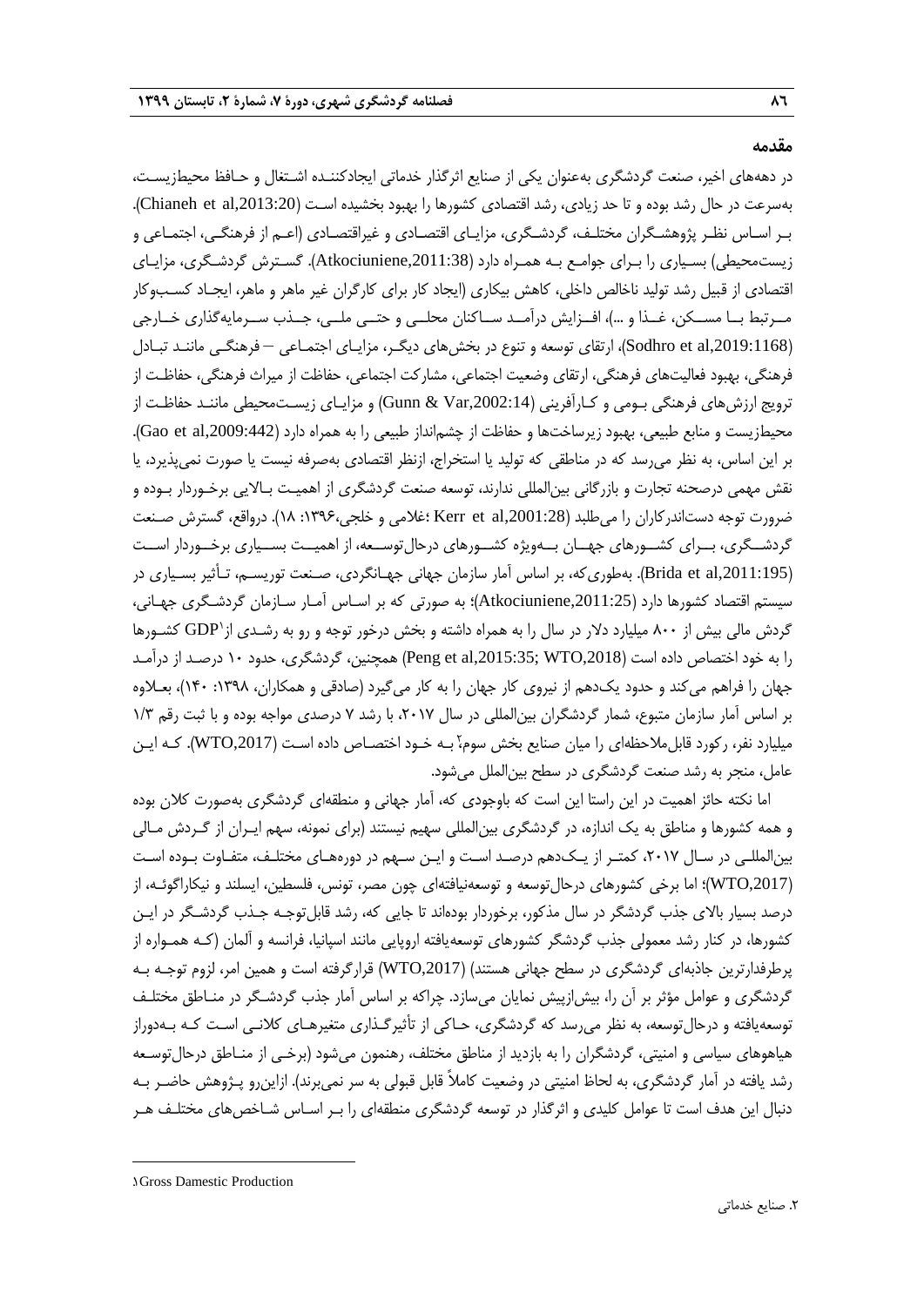## مقدمه

در دهه‌های اخیر، صنعت گردشگری به‌عنوان یکی از صنایع اثرگذار خدماتی ایجادکننده اشتغال و حافظ محیط‌زیست، به‌سرعت در حال رشد بوده و تا حد زیادی، رشد اقتصادی کشورها را بهبود بخشیده است (Chianeh et al,2013:20). بر اساس نظر پژوهشگران مختلف، گردشگری، مزایای اقتصادی و غیراقتصادی (اعم از فرهنگی، اجتماعی و زیست‌محیطی) بسیاری را برای جوامع به همراه دارد (Atkociuniene,2011:38). گسترش گردشگری، مزایای اقتصادی از قبیل رشد تولید ناخالص داخلی، کاهش بیکاری (ایجاد کار برای کارگران غیر ماهر و ماهر، ایجاد کسب‌وکار مرتبط با مسکن، غذا و ...)، افزایش درآمد ساکنان محلی و حتی ملی، جذب سرمایه‌گذاری خارجی (Sodhro et al,2019:1168)، ارتقای توسعه و تنوع در بخش‌های دیگر، مزایای اجتماعی – فرهنگی مانند تبادل فرهنگی، بهبود فعالیت‌های فرهنگی، ارتقای وضعیت اجتماعی، مشارکت اجتماعی، حفاظت از میراث فرهنگی، حفاظت از ترویج ارزش‌های فرهنگی بومی و کارآفرینی (Gunn & Var,2002:14) و مزایای زیست‌محیطی مانند حفاظت از محیط‌زیست و منابع طبیعی، بهبود زیرساخت‌ها و حفاظت از چشم‌انداز طبیعی را به همراه دارد (Gao et al,2009:442). بر این اساس، به نظر می‌رسد که در مناطقی که تولید یا استخراج، ازنظر اقتصادی به‌صرفه نیست یا صورت نمی‌پذیرد، یا نقش مهمی درصحنه تجارت و بازرگانی بین‌المللی ندارند، توسعه صنعت گردشگری از اهمیت بالایی برخوردار بوده و ضرورت توجه دست‌اندرکاران را می‌طلبد (Kerr et al,2001:28 ؛غلامی و خلجی،۱۳۹۶: ۱۸). درواقع، گسترش صنعت گردشگری، برای کشورهای جهان به‌ویژه کشورهای درحال‌توسعه، از اهمیت بسیاری برخوردار است (Brida et al,2011:195). به‌طوری‌که، بر اساس آمار سازمان جهانی جهانگردی، صنعت توریسم، تأثیر بسیاری در سیستم اقتصاد کشورها دارد (Atkociuniene,2011:25)؛ به صورتی که بر اساس آمار سازمان گردشگری جهانی، گردش مالی بیش از ۸۰۰ میلیارد دلار در سال را به همراه داشته و بخش درخور توجه و رو به رشدی از GDP[1] کشورها را به خود اختصاص داده است (Peng et al,2015:35; WTO,2018) همچنین، گردشگری، حدود ۱۰ درصد از درآمد جهان را فراهم می‌کند و حدود یک‌دهم از نیروی کار جهان را به کار می‌گیرد (صادقی و همکاران، ۱۳۹۸: ۱۴۰)، بعلاوه بر اساس آمار سازمان متبوع، شمار گردشگران بین‌المللی در سال ۲۰۱۷، با رشد ۷ درصدی مواجه بوده و با ثبت رقم ۱/۳ میلیارد نفر، رکورد قابل‌ملاحظه‌ای را میان صنایع بخش سوم[2] به خود اختصاص داده است (WTO,2017). که این عامل، منجر به رشد صنعت گردشگری در سطح بین‌الملل می‌شود.

اما نکته حائز اهمیت در این راستا این است که باوجودی که، آمار جهانی و منطقه‌ای گردشگری به‌صورت کلان بوده و همه کشورها و مناطق به یک اندازه، در گردشگری بین‌المللی سهیم نیستند (برای نمونه، سهم ایران از گردش مالی بین‌المللی در سال ۲۰۱۷، کمتر از یک‌دهم درصد است و این سهم در دوره‌های مختلف، متفاوت بوده است (WTO,2017)؛ اما برخی کشورهای درحال‌توسعه و توسعه‌نیافته‌ای چون مصر، تونس، فلسطین، ایسلند و نیکاراگوئه، از درصد بسیار بالای جذب گردشگر در سال مذکور، برخوردار بوده‌اند تا جایی که، رشد قابل‌توجه جذب گردشگر در این کشورها، در کنار رشد معمولی جذب گردشگر کشورهای توسعه‌یافته اروپایی مانند اسپانیا، فرانسه و آلمان (که همواره از پرطرفدارترین جاذبه‌ای گردشگری در سطح جهانی هستند) (WTO,2017) قرارگرفته است و همین امر، لزوم توجه به گردشگری و عوامل مؤثر بر آن را، بیش‌ازپیش نمایان می‌سازد. چراکه بر اساس آمار جذب گردشگر در مناطق مختلف توسعه‌یافته و درحال‌توسعه، به نظر می‌رسد که گردشگری، حاکی از تأثیرگذاری متغیرهای کلانی است که به‌دوراز هیاهوهای سیاسی و امنیتی، گردشگران را به بازدید از مناطق مختلف، رهنمون می‌شود (برخی از مناطق درحال‌توسعه رشد یافته در آمار گردشگری، به لحاظ امنیتی در وضعیت کاملاً قابل قبولی به سر نمی‌برند). ازاین‌رو پژوهش حاضر به دنبال این هدف است تا عوامل کلیدی و اثرگذار در توسعه گردشگری منطقه‌ای را بر اساس شاخص‌های مختلف هر

---

[1] Gross Damestic Production

[2] صنایع خدماتی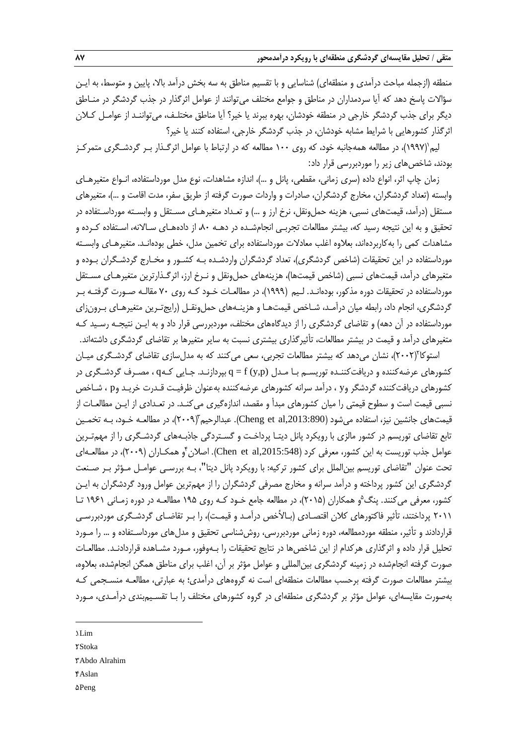منطقه (ازجمله مباحث درآمدی و منطقه‌ای) شناسایی و با تقسیم مناطق به سه بخش درآمد بالا، پایین و متوسط، به این سؤالات پاسخ دهد که آیا سردمداران در مناطق و جوامع مختلف می‌توانند از عوامل اثرگذار در جذب گردشگر در مناطق دیگر برای جذب گردشگر خارجی در منطقه خودشان، بهره ببرند یا خیر؟ آیا مناطق مختلف، می‌توانند از عوامل کلان اثرگذار کشورهایی با شرایط مشابه خودشان، در جذب گردشگر خارجی، استفاده کنند یا خیر؟

لیم[1](۱۹۹۷)، در مطالعه همه‌جانبه خود، که روی ۱۰۰ مطالعه که در ارتباط با عوامل اثرگذار بر گردشگری متمرکز بودند، شاخص‌های زیر را موردبررسی قرار داد:

زمان چاپ اثر، انواع داده (سری زمانی، مقطعی، پانل و ...)، اندازه مشاهدات، نوع مدل مورداستفاده، انواع متغیرهای وابسته (تعداد گردشگران، مخارج گردشگران، صادرات و واردات صورت گرفته از طریق سفر، مدت اقامت و ...)، متغیرهای مستقل (درآمد، قیمت‌های نسبی، هزینه حمل‌ونقل، نرخ ارز و ...) و تعداد متغیرهای مستقل و وابسته مورداستفاده در تحقیق و به این نتیجه رسید که، بیشتر مطالعات تجربی انجام‌شده در دهه ۸۰، از داده‌های سالانه، استفاده کرده و مشاهدات کمی را به‌کاربرده‌اند، بعلاوه اغلب معادلات مورداستفاده برای تخمین مدل، خطی بوده‌اند. متغیرهای وابسته مورداستفاده در این تحقیقات (شاخص گردشگری)، تعداد گردشگران واردشده به کشور و مخارج گردشگران بوده و متغیرهای درآمد، قیمت‌های نسبی (شاخص قیمت‌ها)، هزینه‌های حمل‌ونقل و نرخ ارز، اثرگذارترین متغیرهای مستقل مورداستفاده در تحقیقات دوره مذکور، بوده‌اند. لیم (۱۹۹۹)، در مطالعات خود که روی ۷۰ مقاله صورت گرفته بر گردشگری، انجام داد، رابطه میان درآمد، شاخص قیمت‌ها و هزینه‌های حمل‌ونقل (رایج‌ترین متغیرهای برون‌زای مورداستفاده در آن دهه) و تقاضای گردشگری را از دیدگاه‌های مختلف، موردبررسی قرار داد و به این نتیجه رسید که متغیرهای درآمد و قیمت در بیشتر مطالعات، تأثیرگذاری بیشتری نسبت به سایر متغیرها بر تقاضای گردشگری داشته‌اند.

استوکا[2](۲۰۰۲)، نشان می‌دهد که بیشتر مطالعات تجربی، سعی می‌کنند که به مدل‌سازی تقاضای گردشگری میان کشورهای عرضه‌کننده و دریافت‌کننده توریسم با مدل $q = f(y,p)$ بپردازند. جایی که $q$، مصرف گردشگری در کشورهای دریافت‌کننده گردشگر و $y$، درآمد سرانه کشورهای عرضه‌کننده به‌عنوان ظرفیت قدرت خرید و $p$، شاخص نسبی قیمت است و سطوح قیمتی را میان کشورهای مبدأ و مقصد، اندازه‌گیری می‌کند. در تعدادی از این مطالعات از قیمت‌های جانشین نیز، استفاده می‌شود (Cheng et al,2013:890). عبدالرحیم[3](۲۰۰۹)، در مطالعه خود، به تخمین تابع تقاضای توریسم در کشور مالزی با رویکرد پانل دیتا پرداخت و گستردگی جاذبه‌های گردشگری را از مهم‌ترین عوامل جذب توریست به این کشور، معرفی کرد (Chen et al,2015:548). اصلان[4] و همکاران (۲۰۰۹)، در مطالعه‌ای تحت عنوان "تقاضای توریسم بین‌الملل برای کشور ترکیه: با رویکرد پانل دیتا"، به بررسی عوامل مؤثر بر صنعت گردشگری این کشور پرداخته و درآمد سرانه و مخارج مصرفی گردشگران را از مهم‌ترین عوامل ورود گردشگران به این کشور، معرفی می‌کنند. پنگ[5] و همکاران (۲۰۱۵)، در مطالعه جامع خود که روی ۱۹۵ مطالعه در دوره زمانی ۱۹۶۱ تا ۲۰۱۱ پرداختند، تأثیر فاکتورهای کلان اقتصادی (بالأخص درآمد و قیمت)، را بر تقاضای گردشگری موردبررسی قراردادند و تأثیر، منطقه موردمطالعه، دوره زمانی موردبررسی، روش‌شناسی تحقیق و مدل‌های مورداستفاده و ... را مورد تحلیل قرار داده و اثرگذاری هرکدام از این شاخص‌ها در نتایج تحقیقات را به‌وفور، مورد مشاهده قراردادند. مطالعات صورت گرفته انجام‌شده در زمینه گردشگری بین‌المللی و عوامل مؤثر بر آن، اغلب برای مناطق همگن انجام‌شده، بعلاوه، بیشتر مطالعات صورت گرفته برحسب مطالعات منطقه‌ای است نه گروه‌های درآمدی؛ به عبارتی، مطالعه منسجمی که به‌صورت مقایسه‌ای، عوامل مؤثر بر گردشگری منطقه‌ای در گروه کشورهای مختلف را با تقسیم‌بندی درآمدی، مورد

---

[1] Lim

[2] Stoka

[3] Abdo Alrahim

[4] Aslan

[5] Peng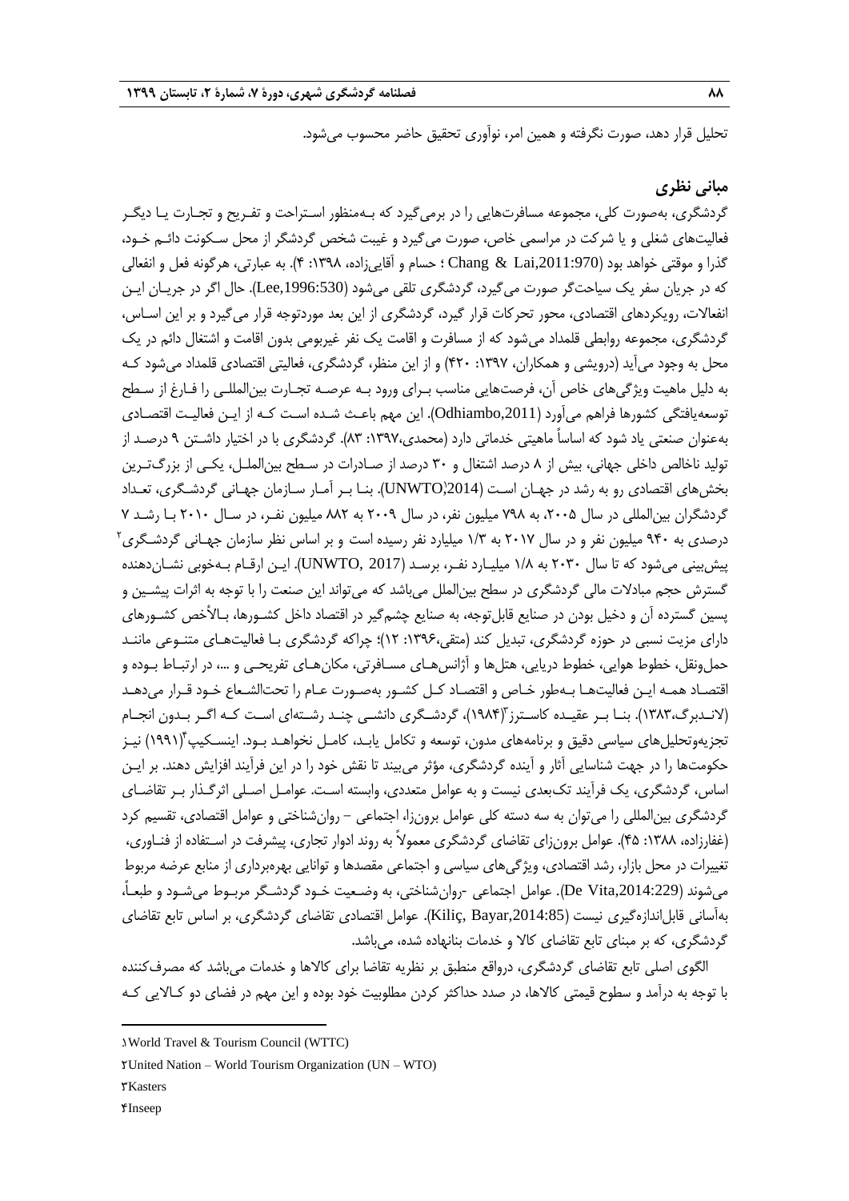تحلیل قرار دهد، صورت نگرفته و همین امر، نوآوری تحقیق حاضر محسوب می‌شود.

## مبانی نظری

گردشگری، به‌صورت کلی، مجموعه مسافرت‌هایی را در برمی‌گیرد که به‌منظور استراحت و تفریح و تجارت یا دیگر فعالیت‌های شغلی و یا شرکت در مراسمی خاص، صورت می‌گیرد و غیبت شخص گردشگر از محل سکونت دائم خود، گذرا و موقتی خواهد بود (Chang & Lai,2011:970 ؛ حسام و آقایی‌زاده، ۱۳۹۸: ۴). به عبارتی، هرگونه فعل و انفعالی که در جریان سفر یک سیاحت‌گر صورت می‌گیرد، گردشگری تلقی می‌شود (Lee,1996:530). حال اگر در جریان این انفعالات، رویکردهای اقتصادی، محور تحرکات قرار گیرد، گردشگری از این بعد موردتوجه قرار می‌گیرد و بر این اساس، گردشگری، مجموعه روابطی قلمداد می‌شود که از مسافرت و اقامت یک نفر غیربومی بدون اقامت و اشتغال دائم در یک محل به وجود می‌آید (درویشی و همکاران، ۱۳۹۷: ۴۲۰) و از این منظر، گردشگری، فعالیتی اقتصادی قلمداد می‌شود که به دلیل ماهیت ویژگی‌های خاص آن، فرصت‌هایی مناسب برای ورود به عرصه تجارت بین‌المللی را فارغ از سطح توسعه‌یافتگی کشورها فراهم می‌آورد (Odhiambo,2011). این مهم باعث شده است که از این فعالیت اقتصادی به‌عنوان صنعتی یاد شود که اساساً ماهیتی خدماتی دارد (محمدی،۱۳۹۷: ۸۳). گردشگری با در اختیار داشتن ۹ درصد از تولید ناخالص داخلی جهانی، بیش از ۸ درصد اشتغال و ۳۰ درصد از صادرات در سطح بین‌الملل، یکی از بزرگ‌ترین بخش‌های اقتصادی رو به رشد در جهان است (UNWTO,2014). بنا بر آمار سازمان جهانی گردشگری، تعداد گردشگران بین‌المللی در سال ۲۰۰۵، به ۷۹۸ میلیون نفر، در سال ۲۰۰۹ به ۸۸۲ میلیون نفر، در سال ۲۰۱۰ با رشد ۷ درصدی به ۹۴۰ میلیون نفر و در سال ۲۰۱۷ به ۱/۳ میلیارد نفر رسیده است و بر اساس نظر سازمان جهانی گردشگری[۲] پیش‌بینی می‌شود که تا سال ۲۰۳۰ به ۱/۸ میلیارد نفر، برسد (UNWTO, 2017). این ارقام به‌خوبی نشان‌دهنده گسترش حجم مبادلات مالی گردشگری در سطح بین‌الملل می‌باشد که می‌تواند این صنعت را با توجه به اثرات پیشین و پسین گسترده آن و دخیل بودن در صنایع قابل‌توجه، به صنایع چشم‌گیر در اقتصاد داخل کشورها، بالأخص کشورهای دارای مزیت نسبی در حوزه گردشگری، تبدیل کند (متقی،۱۳۹۶: ۱۲)؛ چراکه گردشگری با فعالیت‌های متنوعی مانند حمل‌ونقل، خطوط هوایی، خطوط دریایی، هتل‌ها و آژانس‌های مسافرتی، مکان‌های تفریحی و ...، در ارتباط بوده و اقتصاد همه این فعالیت‌ها به‌طور خاص و اقتصاد کل کشور به‌صورت عام را تحت‌الشعاع خود قرار می‌دهد (لاندبرگ،۱۳۸۳). بنا بر عقیده کاسترز[۳](۱۹۸۴)، گردشگری دانشی چند رشته‌ای است که اگر بدون انجام تجزیه‌وتحلیل‌های سیاسی دقیق و برنامه‌های مدون، توسعه و تکامل یابد، کامل نخواهد بود. اینسکیپ[۴](۱۹۹۱) نیز حکومت‌ها را در جهت شناسایی آثار و آینده گردشگری، مؤثر می‌بینند تا نقش خود را در این فرآیند افزایش دهند. بر این اساس، گردشگری، یک فرآیند تک‌بعدی نیست و به عوامل متعددی، وابسته است. عوامل اصلی اثرگذار بر تقاضای گردشگری بین‌المللی را می‌توان به سه دسته کلی عوامل برون‌زا، اجتماعی – روان‌شناختی و عوامل اقتصادی، تقسیم کرد (غفارزاده، ۱۳۸۸: ۴۵). عوامل برون‌زای تقاضای گردشگری معمولاً به روند ادوار تجاری، پیشرفت در استفاده از فناوری، تغییرات در محل بازار، رشد اقتصادی، ویژگی‌های سیاسی و اجتماعی مقصدها و توانایی بهره‌برداری از منابع عرضه مربوط می‌شوند (De Vita,2014:229). عوامل اجتماعی -روان‌شناختی، به وضعیت خود گردشگر مربوط می‌شود و طبعاً، به‌آسانی قابل‌اندازه‌گیری نیست (Kiliç, Bayar,2014:85). عوامل اقتصادی تقاضای گردشگری، بر اساس تابع تقاضای گردشگری، که بر مبنای تابع تقاضای کالا و خدمات بنانهاده شده، می‌باشد.

الگوی اصلی تابع تقاضای گردشگری، درواقع منطبق بر نظریه تقاضا برای کالاها و خدمات می‌باشد که مصرف‌کننده با توجه به درآمد و سطوح قیمتی کالاها، در صدد حداکثر کردن مطلوبیت خود بوده و این مهم در فضای دو کالایی که

---

۱World Travel & Tourism Council (WTTC)

۲United Nation – World Tourism Organization (UN – WTO)

۳Kasters

۴Inseep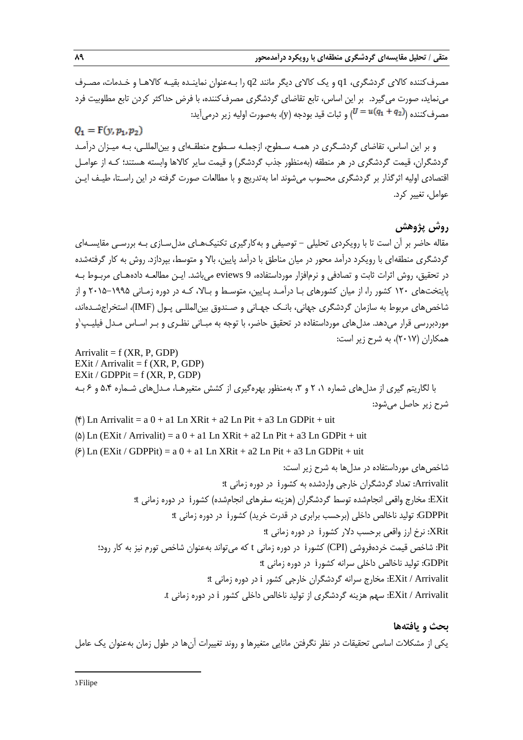مصرف‌کننده کالای گردشگری، q1 و یک کالای دیگر مانند q2 را به‌عنوان نماینده بقیه کالاها و خدمات، مصرف می‌نماید، صورت می‌گیرد. بر این اساس، تابع تقاضای گردشگری مصرف‌کننده، با فرض حداکثر کردن تابع مطلوبیت فرد مصرف‌کننده ($U = u(q_1 + q_2)$) و ثبات قید بودجه (y)، به‌صورت اولیه زیر درمی‌آید:

$$Q_1 = F(y, p_1, p_2)$$

و بر این اساس، تقاضای گردشگری در همه سطوح، ازجمله سطوح منطقه‌ای و بین‌المللی، به میزان درآمد گردشگران، قیمت گردشگری در هر منطقه (به‌منظور جذب گردشگر) و قیمت سایر کالاها وابسته هستند؛ که از عوامل اقتصادی اولیه اثرگذار بر گردشگری محسوب می‌شوند اما به‌تدریج و با مطالعات صورت گرفته در این راستا، طیف این عوامل، تغییر کرد.

## روش پژوهش

مقاله حاضر بر آن است تا با رویکردی تحلیلی – توصیفی و به‌کارگیری تکنیک‌های مدل‌سازی به بررسی مقایسه‌ای گردشگری منطقه‌ای با رویکرد درآمد محور در میان مناطق با درآمد پایین، بالا و متوسط، بپردازد. روش به کار گرفته‌شده در تحقیق، روش اثرات ثابت و تصادفی و نرم‌افزار مورداستفاده، eviews 9 می‌باشد. این مطالعه داده‌های مربوط به پایتخت‌های ۱۲۰ کشور را، از میان کشورهای با درآمد پایین، متوسط و بالا، که در دوره زمانی ۱۹۹۵–۲۰۱۵ و از شاخص‌های مربوط به سازمان گردشگری جهانی، بانک جهانی و صندوق بین‌المللی پول (IMF)، استخراج‌شده‌اند، موردبررسی قرار می‌دهد. مدل‌های مورداستفاده در تحقیق حاضر، با توجه به مبانی نظری و بر اساس مدل فیلیپ[1] و همکاران (۲۰۱۷)، به شرح زیر است:

Arrivalit = f (XR, P, GDP)
EXit / Arrivalit = f (XR, P, GDP)
EXit / GDPPit = f (XR, P, GDP)

با لگاریتم گیری از مدل‌های شماره ۱، ۲ و ۳، به‌منظور بهره‌گیری از کشش متغیرها، مدل‌های شماره ۵،۴ و ۶ به شرح زیر حاصل می‌شود:

(۴) $\ln Arrival_{it} = a_0 + a_1 \ln XR_{it} + a_2 \ln P_{it} + a_3 \ln GDP_{it} + u_{it}$

(۵) $\ln (EX_{it} / Arrival_{it}) = a_0 + a_1 \ln XR_{it} + a_2 \ln P_{it} + a_3 \ln GDP_{it} + u_{it}$

(۶) $\ln (EX_{it} / GDPP_{it}) = a_0 + a_1 \ln XR_{it} + a_2 \ln P_{it} + a_3 \ln GDP_{it} + u_{it}$

شاخص‌های مورداستفاده در مدل‌ها به شرح زیر است:

Arrivalit: تعداد گردشگران خارجی واردشده به کشور i در دوره زمانی t؛

EXit: مخارج واقعی انجام‌شده توسط گردشگران (هزینه سفرهای انجام‌شده) کشور i در دوره زمانی t؛

GDPPit: تولید ناخالص داخلی (برحسب برابری در قدرت خرید) کشور i در دوره زمانی t؛

XRit: نرخ ارز واقعی برحسب دلار کشور i در دوره زمانی t؛

Pit: شاخص قیمت خرده‌فروشی (CPI) کشور i در دوره زمانی t که می‌تواند به‌عنوان شاخص تورم نیز به کار رود؛

GDPit: تولید ناخالص داخلی سرانه کشور i در دوره زمانی t؛

EXit / Arrivalit: مخارج سرانه گردشگران خارجی کشور i در دوره زمانی t؛

EXit / Arrivalit: سهم هزینه گردشگری از تولید ناخالص داخلی کشور i در دوره زمانی t.

## بحث و یافته‌ها

یکی از مشکلات اساسی تحقیقات در نظر نگرفتن مانایی متغیرها و روند تغییرات آن‌ها در طول زمان به‌عنوان یک عامل

---

[1] Filipe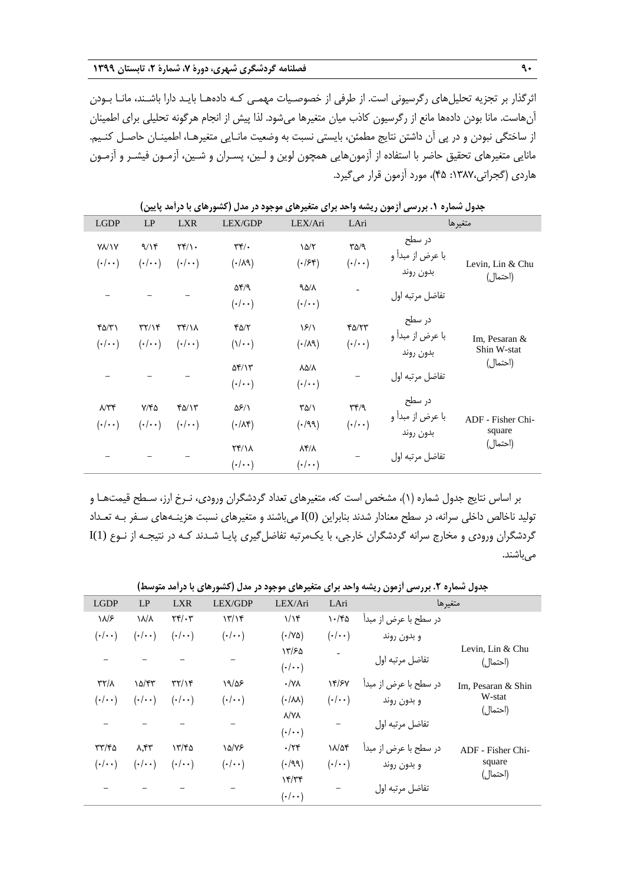اثرگذار بر تجزیه تحلیل‌های رگرسیونی است. از طرفی از خصوصیات مهمی که داده‌ها باید دارا باشند، مانا بودن آن‌هاست. مانا بودن داده‌ها مانع از رگرسیون کاذب میان متغیرها می‌شود. لذا پیش از انجام هرگونه تحلیلی برای اطمینان از ساختگی نبودن و در پی آن داشتن نتایج مطمئن، بایستی نسبت به وضعیت مانایی متغیرها، اطمینان حاصل کنیم. مانایی متغیرهای تحقیق حاضر با استفاده از آزمون‌هایی همچون لوین و لین، پسران و شین، آزمون فیشر و آزمون هاردی (گجراتی،۱۳۸۷: ۴۵)، مورد آزمون قرار می‌گیرد.

**جدول شماره ۱. بررسی آزمون ریشه واحد برای متغیرهای موجود در مدل (کشورهای با درآمد پایین)**

| متغیرها | | LAri | LEX/Ari | LEX/GDP | LXR | LP | LGDP |
|---|---|---|---|---|---|---|---|
| Levin, Lin & Chu (احتمال) | در سطح با عرض از مبدأ و بدون روند | ۳۵/۹ (۰/۰۰) | ۱۵/۲ (۰/۶۴) | ۳۴/۰ (۰/۸۹) | ۲۴/۱۰ (۰/۰۰) | ۹/۱۴ (۰/۰۰) | ۷۸/۱۷ (۰/۰۰) |
| | تفاضل مرتبه اول | - | ۹۵/۸ (۰/۰۰) | ۵۴/۹ (۰/۰۰) | – | – | – |
| Im, Pesaran & Shin W-stat (احتمال) | در سطح با عرض از مبدأ و بدون روند | ۴۵/۲۳ (۰/۰۰) | ۱۶/۱ (۰/۸۹) | ۴۵/۲ (۱/۰۰) | ۳۴/۱۸ (۰/۰۰) | ۳۲/۱۴ (۰/۰۰) | ۴۵/۳۱ (۰/۰۰) |
| | تفاضل مرتبه اول | – | ۸۵/۸ (۰/۰۰) | ۵۴/۱۳ (۰/۰۰) | – | – | – |
| ADF - Fisher Chi-square (احتمال) | در سطح با عرض از مبدأ و بدون روند | ۳۴/۹ (۰/۰۰) | ۳۵/۱ (۰/۹۹) | ۵۶/۱ (۰/۸۴) | ۴۵/۱۳ (۰/۰۰) | ۷/۴۵ (۰/۰۰) | ۸/۳۴ (۰/۰۰) |
| | تفاضل مرتبه اول | – | ۸۴/۸ (۰/۰۰) | ۲۴/۱۸ (۰/۰۰) | – | – | – |

بر اساس نتایج جدول شماره (۱)، مشخص است که، متغیرهای تعداد گردشگران ورودی، نرخ ارز، سطح قیمت‌ها و تولید ناخالص داخلی سرانه، در سطح معنادار شدند بنابراین I(0) می‌باشند و متغیرهای نسبت هزینه‌های سفر به تعداد گردشگران ورودی و مخارج سرانه گردشگران خارجی، با یک‌مرتبه تفاضل‌گیری پایا شدند که در نتیجه از نوع I(1) می‌باشند.

**جدول شماره ۲. بررسی آزمون ریشه واحد برای متغیرهای موجود در مدل (کشورهای با درآمد متوسط)**

| متغیرها | | LAri | LEX/Ari | LEX/GDP | LXR | LP | LGDP |
|---|---|---|---|---|---|---|---|
| Levin, Lin & Chu (احتمال) | در سطح با عرض از مبدأ و بدون روند | ۱۰/۴۵ (۰/۰۰) | ۱/۱۴ (۰/۷۵) | ۱۳/۱۴ (۰/۰۰) | ۲۴/۰۳ (۰/۰۰) | ۱۸/۸ (۰/۰۰) | ۱۸/۶ (۰/۰۰) |
| | تفاضل مرتبه اول | - | ۱۳/۶۵ (۰/۰۰) | – | – | – | – |
| Im, Pesaran & Shin W-stat (احتمال) | در سطح با عرض از مبدأ و بدون روند | ۱۴/۶۷ (۰/۰۰) | ۰/۷۸ (۰/۸۸) | ۱۹/۵۶ (۰/۰۰) | ۳۲/۱۴ (۰/۰۰) | ۱۵/۴۳ (۰/۰۰) | ۳۲/۸ (۰/۰۰) |
| | تفاضل مرتبه اول | – | ۸/۷۸ (۰/۰۰) | – | – | – | – |
| ADF - Fisher Chi-square (احتمال) | در سطح با عرض از مبدأ و بدون روند | ۱۸/۵۴ (۰/۰۰) | ۰/۲۴ (۰/۹۹) | ۱۵/۷۶ (۰/۰۰) | ۱۳/۴۵ (۰/۰۰) | ۸,۴۳ (۰/۰۰) | ۳۳/۴۵ (۰/۰۰) |
| | تفاضل مرتبه اول | – | ۱۴/۳۴ (۰/۰۰) | – | – | – | – |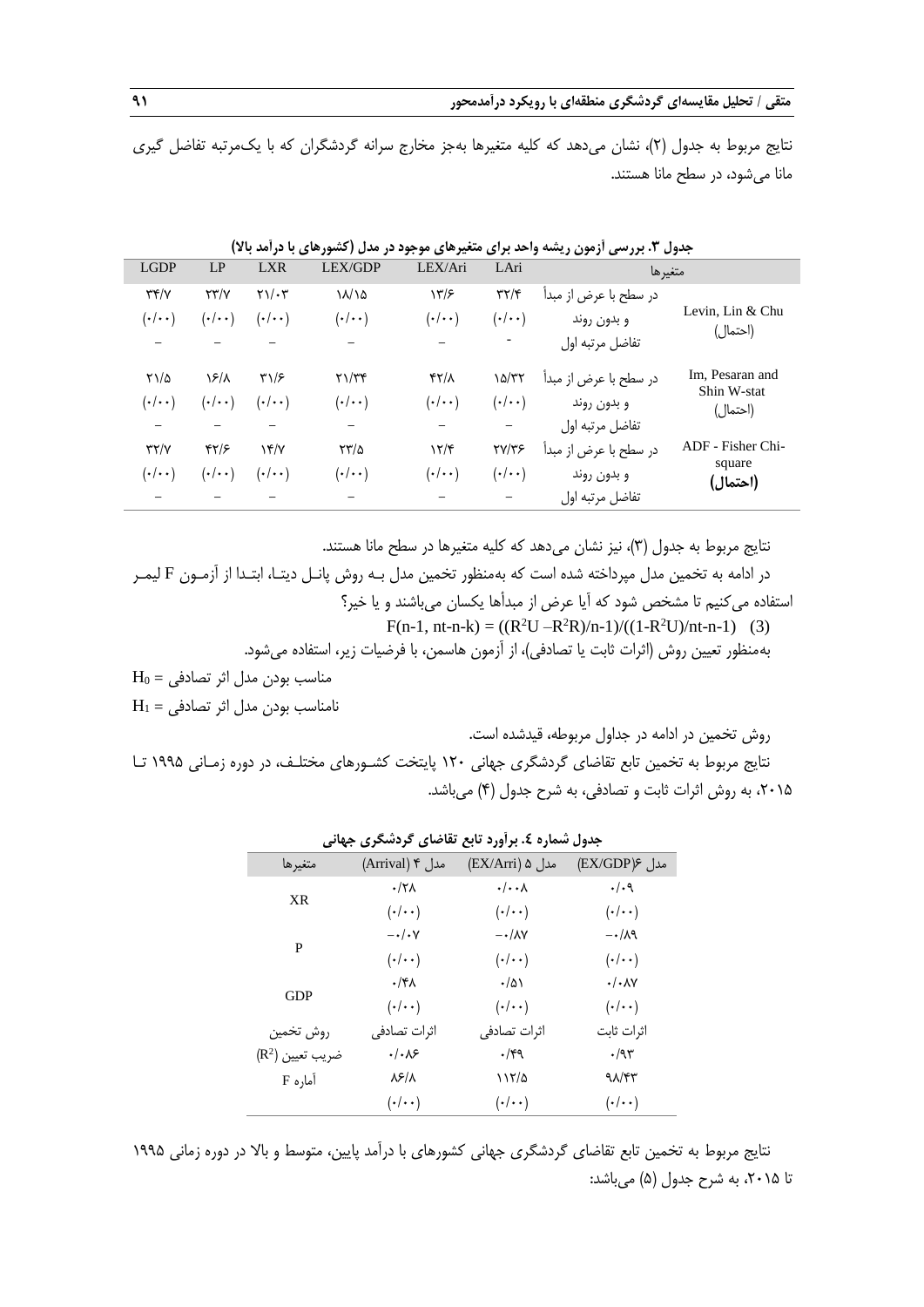نتایج مربوط به جدول (۲)، نشان می‌دهد که کلیه متغیرها به‌جز مخارج سرانه گردشگران که با یک‌مرتبه تفاضل گیری مانا می‌شود، در سطح مانا هستند.

**جدول ۳. بررسی آزمون ریشه واحد برای متغیرهای موجود در مدل (کشورهای با درآمد بالا)**

| متغیرها | | LAri | LEX/Ari | LEX/GDP | LXR | LP | LGDP |
|---|---|---|---|---|---|---|---|
| Levin, Lin & Chu (احتمال) | در سطح با عرض از مبدأ و بدون روند | ۳۲/۴ (۰/۰۰) | ۱۳/۶ (۰/۰۰) | ۱۸/۱۵ (۰/۰۰) | ۲۱/۰۳ (۰/۰۰) | ۲۳/۷ (۰/۰۰) | ۳۴/۷ (۰/۰۰) |
| | تفاضل مرتبه اول | - | – | – | – | – | – |
| Im, Pesaran and Shin W-stat (احتمال) | در سطح با عرض از مبدأ و بدون روند | ۱۵/۳۲ (۰/۰۰) | ۴۲/۸ (۰/۰۰) | ۲۱/۳۴ (۰/۰۰) | ۳۱/۶ (۰/۰۰) | ۱۶/۸ (۰/۰۰) | ۲۱/۵ (۰/۰۰) |
| | تفاضل مرتبه اول | – | – | – | – | – | – |
| ADF - Fisher Chi-square **(احتمال)** | در سطح با عرض از مبدأ و بدون روند | ۲۷/۳۶ (۰/۰۰) | ۱۲/۴ (۰/۰۰) | ۲۳/۵ (۰/۰۰) | ۱۴/۷ (۰/۰۰) | ۴۲/۶ (۰/۰۰) | ۳۲/۷ (۰/۰۰) |
| | تفاضل مرتبه اول | – | – | – | – | – | – |

نتایج مربوط به جدول (۳)، نیز نشان می‌دهد که کلیه متغیرها در سطح مانا هستند.

در ادامه به تخمین مدل میپرداخته شده است که به‌منظور تخمین مدل بـه روش پانـل دیتـا، ابتـدا از آزمـون F لیمـر استفاده می‌کنیم تا مشخص شود که آیا عرض از مبدأها یکسان می‌باشند و یا خیر؟

$$F(n-1, nt-n-k) = ((R^2U - R^2R)/n-1)/((1-R^2U)/nt-n-1) \quad (3)$$

به‌منظور تعیین روش (اثرات ثابت یا تصادفی)، از آزمون هاسمن، با فرضیات زیر، استفاده می‌شود.

$H_0$ = مناسب بودن مدل اثر تصادفی

$H_1$ = نامناسب بودن مدل اثر تصادفی

روش تخمین در ادامه در جداول مربوطه، قیدشده است.

نتایج مربوط به تخمین تابع تقاضای گردشگری جهانی ۱۲۰ پایتخت کشـورهای مختلـف، در دوره زمـانی ۱۹۹۵ تـا ۲۰۱۵، به روش اثرات ثابت و تصادفی، به شرح جدول (۴) می‌باشد.

**جدول شماره ٤. برآورد تابع تقاضای گردشگری جهانی**

| متغیرها | مدل ۴ (Arrival) | مدل ۵ (EX/Arri) | مدل ۶(EX/GDP) |
|---|---|---|---|
| XR | ۰/۲۸ (۰/۰۰) | ۰/۰۰۸ (۰/۰۰) | ۰/۰۹ (۰/۰۰) |
| P | −۰/۰۷ (۰/۰۰) | −۰/۸۷ (۰/۰۰) | −۰/۸۹ (۰/۰۰) |
| GDP | ۰/۴۸ (۰/۰۰) | ۰/۵۱ (۰/۰۰) | ۰/۰۸۷ (۰/۰۰) |
| روش تخمین | اثرات تصادفی | اثرات تصادفی | اثرات ثابت |
| ضریب تعیین ($R^2$) | ۰/۰۸۶ | ۰/۴۹ | ۰/۹۳ |
| آماره F | ۸۶/۸ (۰/۰۰) | ۱۱۲/۵ (۰/۰۰) | ۹۸/۴۳ (۰/۰۰) |

نتایج مربوط به تخمین تابع تقاضای گردشگری جهانی کشورهای با درآمد پایین، متوسط و بالا در دوره زمانی ۱۹۹۵ تا ۲۰۱۵، به شرح جدول (۵) می‌باشد: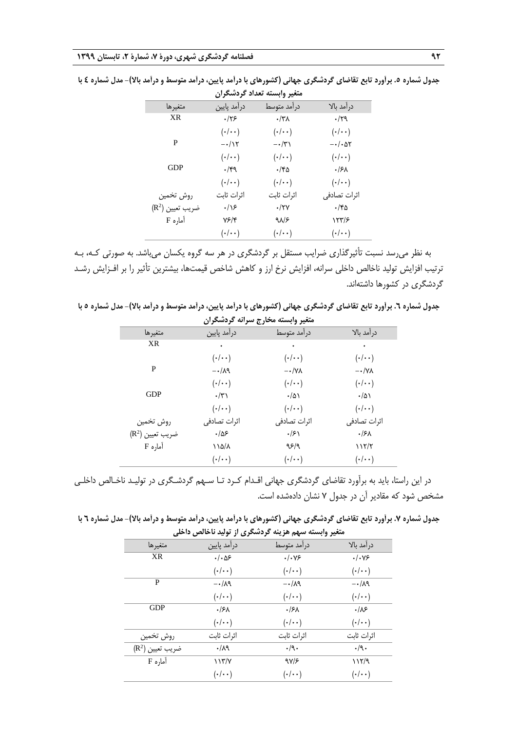**جدول شماره ٥. برآورد تابع تقاضای گردشگری جهانی (کشورهای با درآمد پایین، درآمد متوسط و درآمد بالا)- مدل شماره ٤ با متغیر وابسته تعداد گردشگران**

| متغیرها | درآمد پایین | درآمد متوسط | درآمد بالا |
|---|---|---|---|
| XR | ۰/۲۶ | ۰/۳۸ | ۰/۲۹ |
| | (۰/۰۰) | (۰/۰۰) | (۰/۰۰) |
| P | −۰/۱۲ | −۰/۳۱ | −۰/۰۵۲ |
| | (۰/۰۰) | (۰/۰۰) | (۰/۰۰) |
| GDP | ۰/۴۹ | ۰/۴۵ | ۰/۶۸ |
| | (۰/۰۰) | (۰/۰۰) | (۰/۰۰) |
| روش تخمین | اثرات ثابت | اثرات ثابت | اثرات تصادفی |
| ضریب تعیین ($R^2$) | ۰/۱۶ | ۰/۲۷ | ۰/۴۵ |
| آماره F | ۷۶/۴ | ۹۸/۶ | ۱۲۳/۶ |
| | (۰/۰۰) | (۰/۰۰) | (۰/۰۰) |

به نظر می‌رسد نسبت تأثیرگذاری ضرایب مستقل بر گردشگری در هر سه گروه یکسان می‌باشد. به صورتی که، به ترتیب افزایش تولید ناخالص داخلی سرانه، افزایش نرخ ارز و کاهش شاخص قیمت‌ها، بیشترین تأثیر را بر افزایش رشد گردشگری در کشورها داشته‌اند.

**جدول شماره ٦. برآورد تابع تقاضای گردشگری جهانی (کشورهای با درآمد پایین، درآمد متوسط و درآمد بالا)- مدل شماره ٥ با متغیر وابسته مخارج سرانه گردشگران**

| متغیرها | درآمد پایین | درآمد متوسط | درآمد بالا |
|---|---|---|---|
| XR | ۰ | ۰ | ۰ |
| | (۰/۰۰) | (۰/۰۰) | (۰/۰۰) |
| P | −۰/۸۹ | −۰/۷۸ | −۰/۷۸ |
| | (۰/۰۰) | (۰/۰۰) | (۰/۰۰) |
| GDP | ۰/۳۱ | ۰/۵۱ | ۰/۵۱ |
| | (۰/۰۰) | (۰/۰۰) | (۰/۰۰) |
| روش تخمین | اثرات تصادفی | اثرات تصادفی | اثرات تصادفی |
| ضریب تعیین ($R^2$) | ۰/۵۶ | ۰/۶۱ | ۰/۶۸ |
| آماره F | ۱۱۵/۸ | ۹۶/۹ | ۱۱۲/۲ |
| | (۰/۰۰) | (۰/۰۰) | (۰/۰۰) |

در این راستا، باید به برآورد تقاضای گردشگری جهانی اقدام کرد تا سهم گردشگری در تولید ناخالص داخلی مشخص شود که مقادیر آن در جدول ۷ نشان داده‌شده است.

**جدول شماره ٧. برآورد تابع تقاضای گردشگری جهانی (کشورهای با درآمد پایین، درآمد متوسط و درآمد بالا)- مدل شماره ٦ با متغیر وابسته سهم هزینه گردشگری از تولید ناخالص داخلی**

| متغیرها | درآمد پایین | درآمد متوسط | درآمد بالا |
|---|---|---|---|
| XR | ۰/۰۵۶ | ۰/۰۷۶ | ۰/۰۷۶ |
| | (۰/۰۰) | (۰/۰۰) | (۰/۰۰) |
| P | −۰/۸۹ | −۰/۸۹ | −۰/۸۹ |
| | (۰/۰۰) | (۰/۰۰) | (۰/۰۰) |
| GDP | ۰/۶۸ | ۰/۶۸ | ۰/۸۶ |
| | (۰/۰۰) | (۰/۰۰) | (۰/۰۰) |
| روش تخمین | اثرات ثابت | اثرات ثابت | اثرات ثابت |
| ضریب تعیین ($R^2$) | ۰/۸۹ | ۰/۹۰ | ۰/۹۰ |
| آماره F | ۱۱۳/۷ | ۹۷/۶ | ۱۱۲/۹ |
| | (۰/۰۰) | (۰/۰۰) | (۰/۰۰) |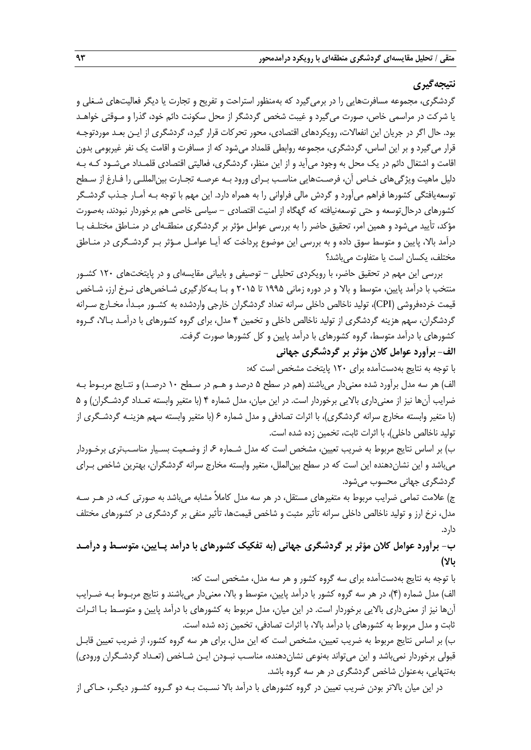## نتیجه‌گیری

گردشگری، مجموعه مسافرت‌هایی را در برمی‌گیرد که به‌منظور استراحت و تفریح و تجارت یا دیگر فعالیت‌های شغلی و یا شرکت در مراسمی خاص، صورت می‌گیرد و غیبت شخص گردشگر از محل سکونت دائم خود، گذرا و موقتی خواهد بود. حال اگر در جریان این انفعالات، رویکردهای اقتصادی، محور تحرکات قرار گیرد، گردشگری از این بعد موردتوجه قرار می‌گیرد و بر این اساس، گردشگری، مجموعه روابطی قلمداد می‌شود که از مسافرت و اقامت یک نفر غیربومی بدون اقامت و اشتغال دائم در یک محل به وجود می‌آید و از این منظر، گردشگری، فعالیتی اقتصادی قلمداد می‌شود که به دلیل ماهیت ویژگی‌های خاص آن، فرصت‌هایی مناسب برای ورود به عرصه تجارت بین‌المللی را فارغ از سطح توسعه‌یافتگی کشورها فراهم می‌آورد و گردش مالی فراوانی را به همراه دارد. این مهم با توجه به آمار جذب گردشگر کشورهای درحال‌توسعه و حتی توسعه‌نیافته که گهگاه از امنیت اقتصادی – سیاسی خاصی هم برخوردار نبودند، به‌صورت مؤکد، تأیید می‌شود و همین امر، تحقیق حاضر را به بررسی عوامل مؤثر بر گردشگری منطقه‌ای در مناطق مختلف با درآمد بالا، پایین و متوسط سوق داده و به بررسی این موضوع پرداخت که آیا عوامل مؤثر بر گردشگری در مناطق مختلف، یکسان است یا متفاوت می‌باشد؟

بررسی این مهم در تحقیق حاضر، با رویکردی تحلیلی – توصیفی و بابیانی مقایسه‌ای و در پایتخت‌های ۱۲۰ کشور منتخب با درآمد پایین، متوسط و بالا و در دوره زمانی ۱۹۹۵ تا ۲۰۱۵ و با به‌کارگیری شاخص‌های نرخ ارز، شاخص قیمت خرده‌فروشی (CPI)، تولید ناخالص داخلی سرانه تعداد گردشگران خارجی واردشده به کشور مبدأ، مخارج سرانه گردشگران، سهم هزینه گردشگری از تولید ناخالص داخلی و تخمین ۴ مدل، برای گروه کشورهای با درآمد بالا، گروه کشورهای با درآمد متوسط، گروه کشورهای با درآمد پایین و کل کشورها صورت گرفت.

### الف- برآورد عوامل کلان مؤثر بر گردشگری جهانی

با توجه به نتایج به‌دست‌آمده برای ۱۲۰ پایتخت مشخص است که:

الف) هر سه مدل برآورد شده معنی‌دار می‌باشند (هم در سطح ۵ درصد و هم در سطح ۱۰ درصد) و نتایج مربوط به ضرایب آن‌ها نیز از معنی‌داری بالایی برخوردار است. در این میان، مدل شماره ۴ (با متغیر وابسته تعداد گردشگران) و ۵ (با متغیر وابسته مخارج سرانه گردشگری)، با اثرات تصادفی و مدل شماره ۶ (با متغیر وابسته سهم هزینه گردشگری از تولید ناخالص داخلی)، با اثرات ثابت، تخمین زده شده است.

ب) بر اساس نتایج مربوط به ضریب تعیین، مشخص است که مدل شماره ۶، از وضعیت بسیار مناسب‌تری برخوردار می‌باشد و این نشان‌دهنده این است که در سطح بین‌الملل، متغیر وابسته مخارج سرانه گردشگران، بهترین شاخص برای گردشگری جهانی محسوب می‌شود.

ج) علامت تمامی ضرایب مربوط به متغیرهای مستقل، در هر سه مدل کاملاً مشابه می‌باشد به صورتی که، در هر سه مدل، نرخ ارز و تولید ناخالص داخلی سرانه تأثیر مثبت و شاخص قیمت‌ها، تأثیر منفی بر گردشگری در کشورهای مختلف دارد.

### ب- برآورد عوامل کلان مؤثر بر گردشگری جهانی (به تفکیک کشورهای با درآمد پایین، متوسط و درآمد بالا)

با توجه به نتایج به‌دست‌آمده برای سه گروه کشور و هر سه مدل، مشخص است که:

الف) مدل شماره (۴)، در هر سه گروه کشور با درآمد پایین، متوسط و بالا، معنی‌دار می‌باشند و نتایج مربوط به ضرایب آن‌ها نیز از معنی‌داری بالایی برخوردار است. در این میان، مدل مربوط به کشورهای با درآمد پایین و متوسط با اثرات ثابت و مدل مربوط به کشورهای با درآمد بالا، با اثرات تصادفی، تخمین زده شده است.

ب) بر اساس نتایج مربوط به ضریب تعیین، مشخص است که این مدل، برای هر سه گروه کشور، از ضریب تعیین قابل قبولی برخوردار نمی‌باشد و این می‌تواند به‌نوعی نشان‌دهنده، مناسب نبودن این شاخص (تعداد گردشگران ورودی) به‌تنهایی، به‌عنوان شاخص گردشگری در هر سه گروه باشد.

در این میان بالاتر بودن ضریب تعیین در گروه کشورهای با درآمد بالا نسبت به دو گروه کشور دیگر، حاکی از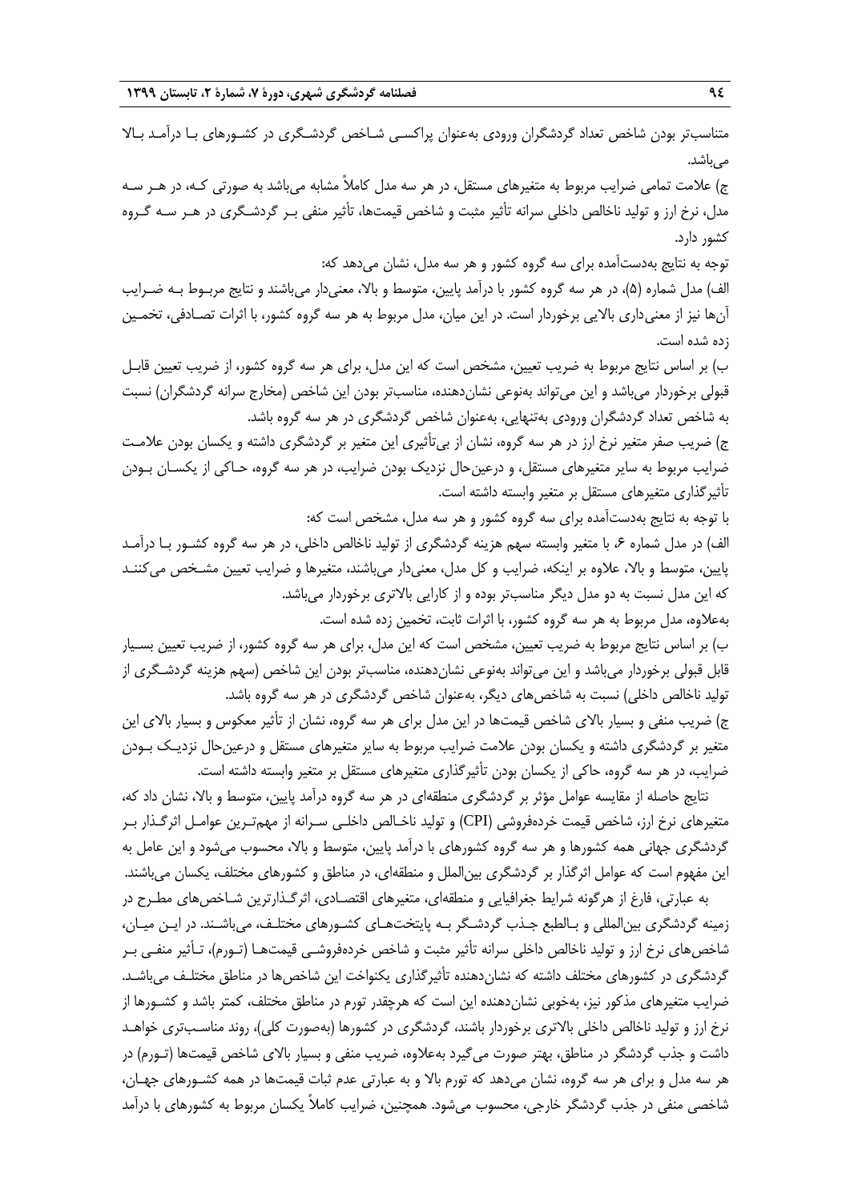متناسب‌تر بودن شاخص تعداد گردشگران ورودی به‌عنوان پراکسی شاخص گردشگری در کشورهای با درآمد بالا می‌باشد.

ج) علامت تمامی ضرایب مربوط به متغیرهای مستقل، در هر سه مدل کاملاً مشابه می‌باشد به صورتی که، در هر سه مدل، نرخ ارز و تولید ناخالص داخلی سرانه تأثیر مثبت و شاخص قیمت‌ها، تأثیر منفی بر گردشگری در هر سه گروه کشور دارد.

توجه به نتایج به‌دست‌آمده برای سه گروه کشور و هر سه مدل، نشان می‌دهد که:

الف) مدل شماره (۵)، در هر سه گروه کشور با درآمد پایین، متوسط و بالا، معنی‌دار می‌باشند و نتایج مربوط به ضرایب آن‌ها نیز از معنی‌داری بالایی برخوردار است. در این میان، مدل مربوط به هر سه گروه کشور، با اثرات تصادفی، تخمین زده شده است.

ب) بر اساس نتایج مربوط به ضریب تعیین، مشخص است که این مدل، برای هر سه گروه کشور، از ضریب تعیین قابل قبولی برخوردار می‌باشد و این می‌تواند به‌نوعی نشان‌دهنده، مناسب‌تر بودن این شاخص (مخارج سرانه گردشگران) نسبت به شاخص تعداد گردشگران ورودی به‌تنهایی، به‌عنوان شاخص گردشگری در هر سه گروه باشد.

ج) ضریب صفر متغیر نرخ ارز در هر سه گروه، نشان از بی‌تأثیری این متغیر بر گردشگری داشته و یکسان بودن علامت ضرایب مربوط به سایر متغیرهای مستقل، و درعین‌حال نزدیک بودن ضرایب، در هر سه گروه، حاکی از یکسان بودن تأثیرگذاری متغیرهای مستقل بر متغیر وابسته داشته است.

با توجه به نتایج به‌دست‌آمده برای سه گروه کشور و هر سه مدل، مشخص است که:

الف) در مدل شماره ۶، با متغیر وابسته سهم هزینه گردشگری از تولید ناخالص داخلی، در هر سه گروه کشور با درآمد پایین، متوسط و بالا، علاوه بر اینکه، ضرایب و کل مدل، معنی‌دار می‌باشند، متغیرها و ضرایب تعیین مشخص می‌کنند که این مدل نسبت به دو مدل دیگر مناسب‌تر بوده و از کارایی بالاتری برخوردار می‌باشد.

به‌علاوه، مدل مربوط به هر سه گروه کشور، با اثرات ثابت، تخمین زده شده است.

ب) بر اساس نتایج مربوط به ضریب تعیین، مشخص است که این مدل، برای هر سه گروه کشور، از ضریب تعیین بسیار قابل قبولی برخوردار می‌باشد و این می‌تواند به‌نوعی نشان‌دهنده، مناسب‌تر بودن این شاخص (سهم هزینه گردشگری از تولید ناخالص داخلی) نسبت به شاخص‌های دیگر، به‌عنوان شاخص گردشگری در هر سه گروه باشد.

ج) ضریب منفی و بسیار بالای شاخص قیمت‌ها در این مدل برای هر سه گروه، نشان از تأثیر معکوس و بسیار بالای این متغیر بر گردشگری داشته و یکسان بودن علامت ضرایب مربوط به سایر متغیرهای مستقل و درعین‌حال نزدیک بودن ضرایب، در هر سه گروه، حاکی از یکسان بودن تأثیرگذاری متغیرهای مستقل بر متغیر وابسته داشته است.

نتایج حاصله از مقایسه عوامل مؤثر بر گردشگری منطقه‌ای در هر سه گروه درآمد پایین، متوسط و بالا، نشان داد که، متغیرهای نرخ ارز، شاخص قیمت خرده‌فروشی (CPI) و تولید ناخالص داخلی سرانه از مهم‌ترین عوامل اثرگذار بر گردشگری جهانی همه کشورها و هر سه گروه کشورهای با درآمد پایین، متوسط و بالا، محسوب می‌شود و این عامل به این مفهوم است که عوامل اثرگذار بر گردشگری بین‌الملل و منطقه‌ای، در مناطق و کشورهای مختلف، یکسان می‌باشند.

به عبارتی، فارغ از هرگونه شرایط جغرافیایی و منطقه‌ای، متغیرهای اقتصادی، اثرگذارترین شاخص‌های مطرح در زمینه گردشگری بین‌المللی و بالطبع جذب گردشگر به پایتخت‌های کشورهای مختلف، می‌باشند. در این میان، شاخص‌های نرخ ارز و تولید ناخالص داخلی سرانه تأثیر مثبت و شاخص خرده‌فروشی قیمت‌ها (تورم)، تأثیر منفی بر گردشگری در کشورهای مختلف داشته که نشان‌دهنده تأثیرگذاری یکنواخت این شاخص‌ها در مناطق مختلف می‌باشد. ضرایب متغیرهای مذکور نیز، به‌خوبی نشان‌دهنده این است که هرچقدر تورم در مناطق مختلف، کمتر باشد و کشورها از نرخ ارز و تولید ناخالص داخلی بالاتری برخوردار باشند، گردشگری در کشورها (به‌صورت کلی)، روند مناسب‌تری خواهد داشت و جذب گردشگر در مناطق، بهتر صورت می‌گیرد به‌علاوه، ضریب منفی و بسیار بالای شاخص قیمت‌ها (تورم) در هر سه مدل و برای هر سه گروه، نشان می‌دهد که تورم بالا و به عبارتی عدم ثبات قیمت‌ها در همه کشورهای جهان، شاخصی منفی در جذب گردشگر خارجی، محسوب می‌شود. همچنین، ضرایب کاملاً یکسان مربوط به کشورهای با درآمد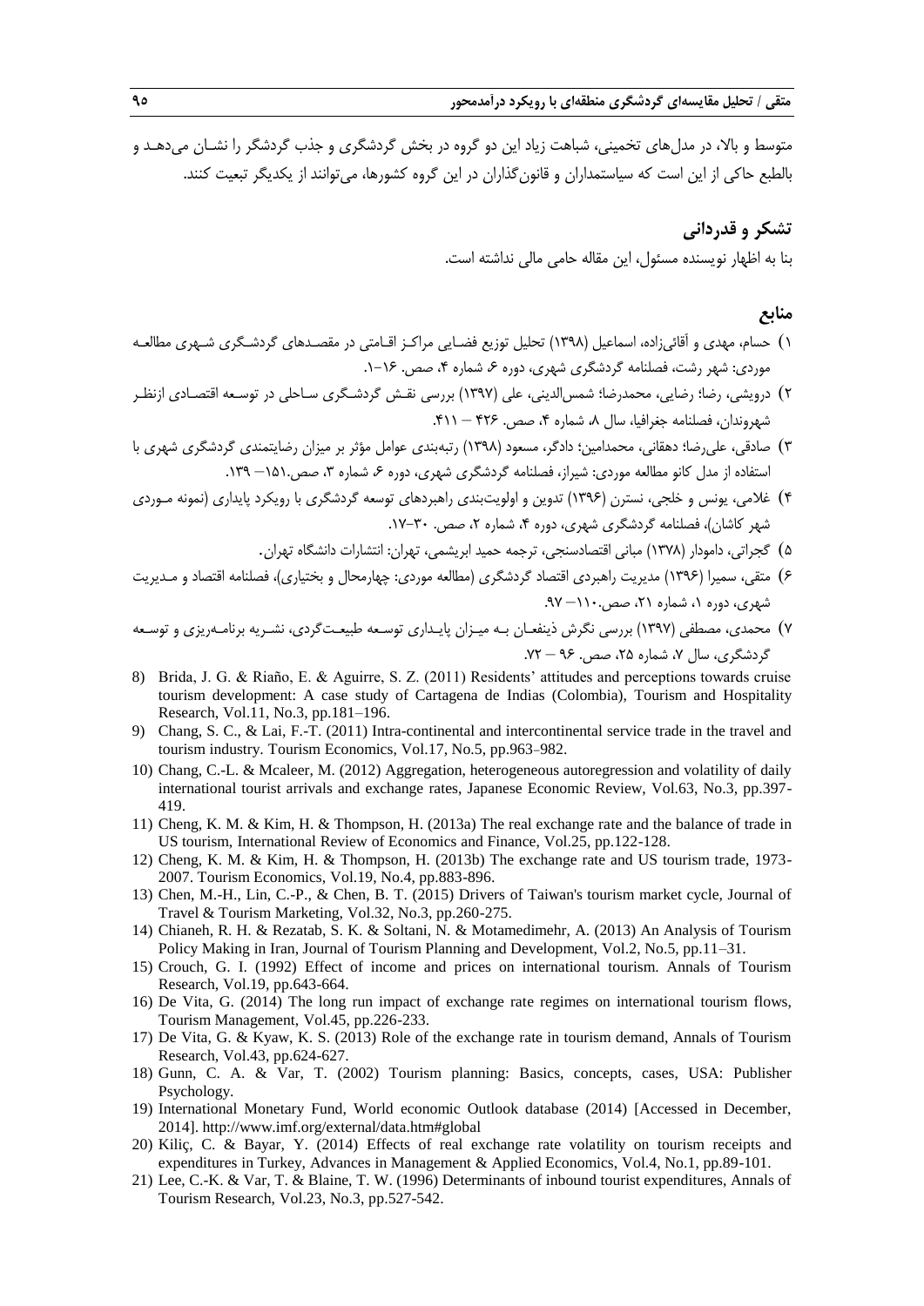متوسط و بالا، در مدل‌های تخمینی، شباهت زیاد این دو گروه در بخش گردشگری و جذب گردشگر را نشـان می‌دهـد و بالطبع حاکی از این است که سیاستمداران و قانون‌گذاران در این گروه کشورها، می‌توانند از یکدیگر تبعیت کنند.

## تشکر و قدردانی

بنا به اظهار نویسنده مسئول، این مقاله حامی مالی نداشته است.

## منابع

۱) حسام، مهدی و آقائی‌زاده، اسماعیل (۱۳۹۸) تحلیل توزیع فضـایی مراکـز اقـامتی در مقصـدهای گردشـگری شـهری مطالعـه موردی: شهر رشت، فصلنامه گردشگری شهری، دوره ۶، شماره ۴، صص. ۱۶-۱.

۲) درویشی، رضا؛ رضایی، محمدرضا؛ شمس‌الدینی، علی (۱۳۹۷) بررسی نقـش گردشـگری سـاحلی در توسـعه اقتصـادی ازنظـر شهروندان، فصلنامه جغرافیا، سال ۸، شماره ۴، صص. ۴۲۶ – ۴۱۱.

۳) صادقی، علی‌رضا؛ دهقانی، محمدامین؛ دادگر، مسعود (۱۳۹۸) رتبه‌بندی عوامل مؤثر بر میزان رضایتمندی گردشگری شهری با استفاده از مدل کانو مطالعه موردی: شیراز، فصلنامه گردشگری شهری، دوره ۶، شماره ۳، صص.۱۵۱– ۱۳۹.

۴) غلامی، یونس و خلجی، نسترن (۱۳۹۶) تدوین و اولویت‌بندی راهبردهای توسعه گردشگری با رویکرد پایداری (نمونه مـوردی شهر کاشان)، فصلنامه گردشگری شهری، دوره ۴، شماره ۲، صص. ۳۰-۱۷.

۵) گجراتی، دامودار (۱۳۷۸) مبانی اقتصادسنجی، ترجمه حمید ابریشمی، تهران: انتشارات دانشگاه تهران.

۶) متقی، سمیرا (۱۳۹۶) مدیریت راهبردی اقتصاد گردشگری (مطالعه موردی: چهارمحال و بختیاری)، فصلنامه اقتصاد و مـدیریت شهری، دوره ۱، شماره ۲۱، صص.۱۱۰– ۹۷.

۷) محمدی، مصطفی (۱۳۹۷) بررسی نگرش ذینفعـان بـه میـزان پایـداری توسـعه طبیعـت‌گردی، نشـریه برنامـه‌ریزی و توسـعه گردشگری، سال ۷، شماره ۲۵، صص. ۹۶ – ۷۲.

8) Brida, J. G. & Riaño, E. & Aguirre, S. Z. (2011) Residents' attitudes and perceptions towards cruise tourism development: A case study of Cartagena de Indias (Colombia), Tourism and Hospitality Research, Vol.11, No.3, pp.181–196.

9) Chang, S. C., & Lai, F.-T. (2011) Intra-continental and intercontinental service trade in the travel and tourism industry. Tourism Economics, Vol.17, No.5, pp.963–982.

10) Chang, C.-L. & Mcaleer, M. (2012) Aggregation, heterogeneous autoregression and volatility of daily international tourist arrivals and exchange rates, Japanese Economic Review, Vol.63, No.3, pp.397-419.

11) Cheng, K. M. & Kim, H. & Thompson, H. (2013a) The real exchange rate and the balance of trade in US tourism, International Review of Economics and Finance, Vol.25, pp.122-128.

12) Cheng, K. M. & Kim, H. & Thompson, H. (2013b) The exchange rate and US tourism trade, 1973-2007. Tourism Economics, Vol.19, No.4, pp.883-896.

13) Chen, M.-H., Lin, C.-P., & Chen, B. T. (2015) Drivers of Taiwan's tourism market cycle, Journal of Travel & Tourism Marketing, Vol.32, No.3, pp.260-275.

14) Chianeh, R. H. & Rezatab, S. K. & Soltani, N. & Motamedimehr, A. (2013) An Analysis of Tourism Policy Making in Iran, Journal of Tourism Planning and Development, Vol.2, No.5, pp.11–31.

15) Crouch, G. I. (1992) Effect of income and prices on international tourism. Annals of Tourism Research, Vol.19, pp.643-664.

16) De Vita, G. (2014) The long run impact of exchange rate regimes on international tourism flows, Tourism Management, Vol.45, pp.226-233.

17) De Vita, G. & Kyaw, K. S. (2013) Role of the exchange rate in tourism demand, Annals of Tourism Research, Vol.43, pp.624-627.

18) Gunn, C. A. & Var, T. (2002) Tourism planning: Basics, concepts, cases, USA: Publisher Psychology.

19) International Monetary Fund, World economic Outlook database (2014) [Accessed in December, 2014]. http://www.imf.org/external/data.htm#global

20) Kiliç, C. & Bayar, Y. (2014) Effects of real exchange rate volatility on tourism receipts and expenditures in Turkey, Advances in Management & Applied Economics, Vol.4, No.1, pp.89-101.

21) Lee, C.-K. & Var, T. & Blaine, T. W. (1996) Determinants of inbound tourist expenditures, Annals of Tourism Research, Vol.23, No.3, pp.527-542.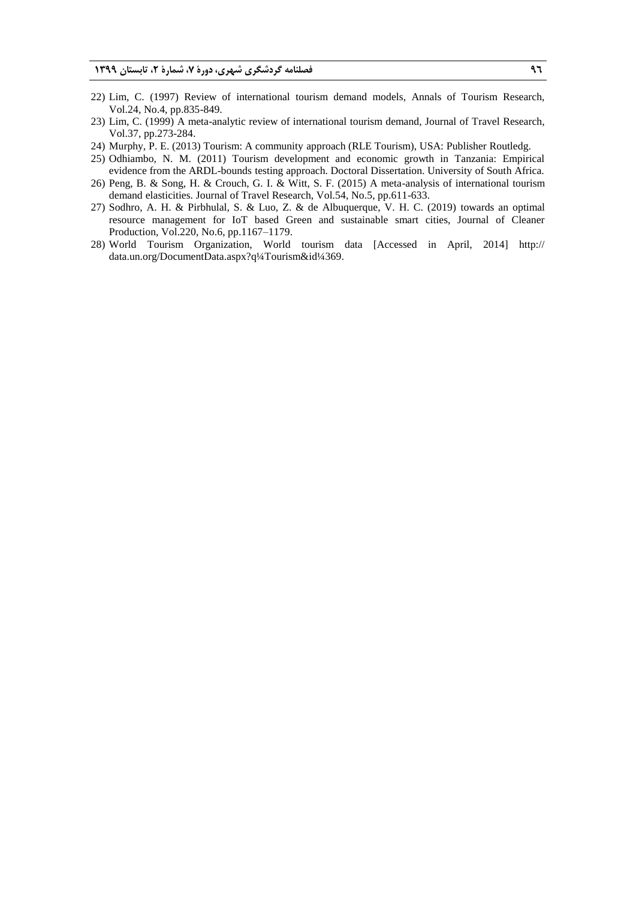22) Lim, C. (1997) Review of international tourism demand models, Annals of Tourism Research, Vol.24, No.4, pp.835-849.
23) Lim, C. (1999) A meta-analytic review of international tourism demand, Journal of Travel Research, Vol.37, pp.273-284.
24) Murphy, P. E. (2013) Tourism: A community approach (RLE Tourism), USA: Publisher Routledg.
25) Odhiambo, N. M. (2011) Tourism development and economic growth in Tanzania: Empirical evidence from the ARDL-bounds testing approach. Doctoral Dissertation. University of South Africa.
26) Peng, B. & Song, H. & Crouch, G. I. & Witt, S. F. (2015) A meta-analysis of international tourism demand elasticities. Journal of Travel Research, Vol.54, No.5, pp.611-633.
27) Sodhro, A. H. & Pirbhulal, S. & Luo, Z. & de Albuquerque, V. H. C. (2019) towards an optimal resource management for IoT based Green and sustainable smart cities, Journal of Cleaner Production, Vol.220, No.6, pp.1167–1179.
28) World Tourism Organization, World tourism data [Accessed in April, 2014] http:// data.un.org/DocumentData.aspx?q¼Tourism&id¼369.